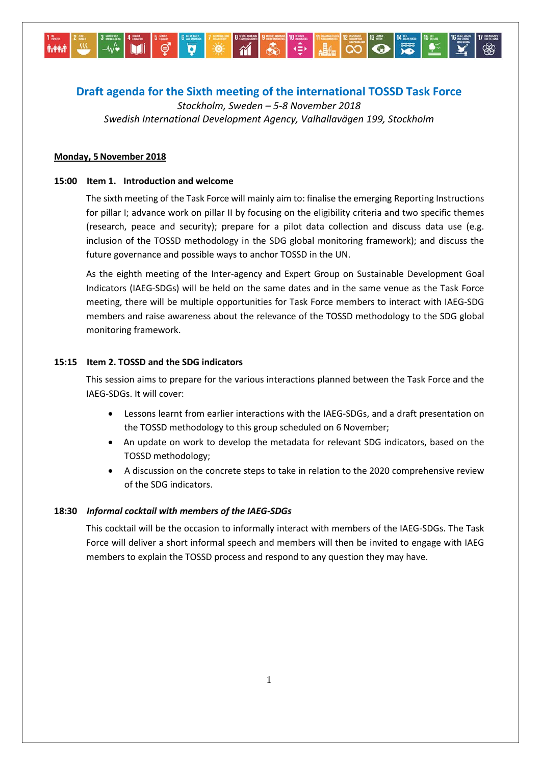# Draft agenda for the Sixth meeting of the international TOSSD Task Force

*Stockholm, Sweden – 5-8 November 2018*

*Swedish International Development Agency, Valhallavägen 199, Stockholm*

**<u>Monday, 5 November 2018</u>**

**15:00 Item 1. Introduction and welcome**

The sixth meeting of the Task Force will mainly aim to: finalise the emerging Reporting Instructions for pillar I; advance work on pillar II by focusing on the eligibility criteria and two specific themes (research, peace and security); prepare for a pilot data collection and discuss data use (e.g. inclusion of the TOSSD methodology in the SDG global monitoring framework); and discuss the future governance and possible ways to anchor TOSSD in the UN.

As the eighth meeting of the Inter-agency and Expert Group on Sustainable Development Goal Indicators (IAEG-SDGs) will be held on the same dates and in the same venue as the Task Force meeting, there will be multiple opportunities for Task Force members to interact with IAEG-SDG members and raise awareness about the relevance of the TOSSD methodology to the SDG global monitoring framework.

**15:15 Item 2. TOSSD and the SDG indicators**

This session aims to prepare for the various interactions planned between the Task Force and the IAEG-SDGs. It will cover:

- Lessons learnt from earlier interactions with the IAEG-SDGs, and a draft presentation on the TOSSD methodology to this group scheduled on 6 November;
- An update on work to develop the metadata for relevant SDG indicators, based on the TOSSD methodology;
- A discussion on the concrete steps to take in relation to the 2020 comprehensive review of the SDG indicators.

**18:30 *Informal cocktail with members of the IAEG-SDGs***

This cocktail will be the occasion to informally interact with members of the IAEG-SDGs. The Task Force will deliver a short informal speech and members will then be invited to engage with IAEG members to explain the TOSSD process and respond to any question they may have.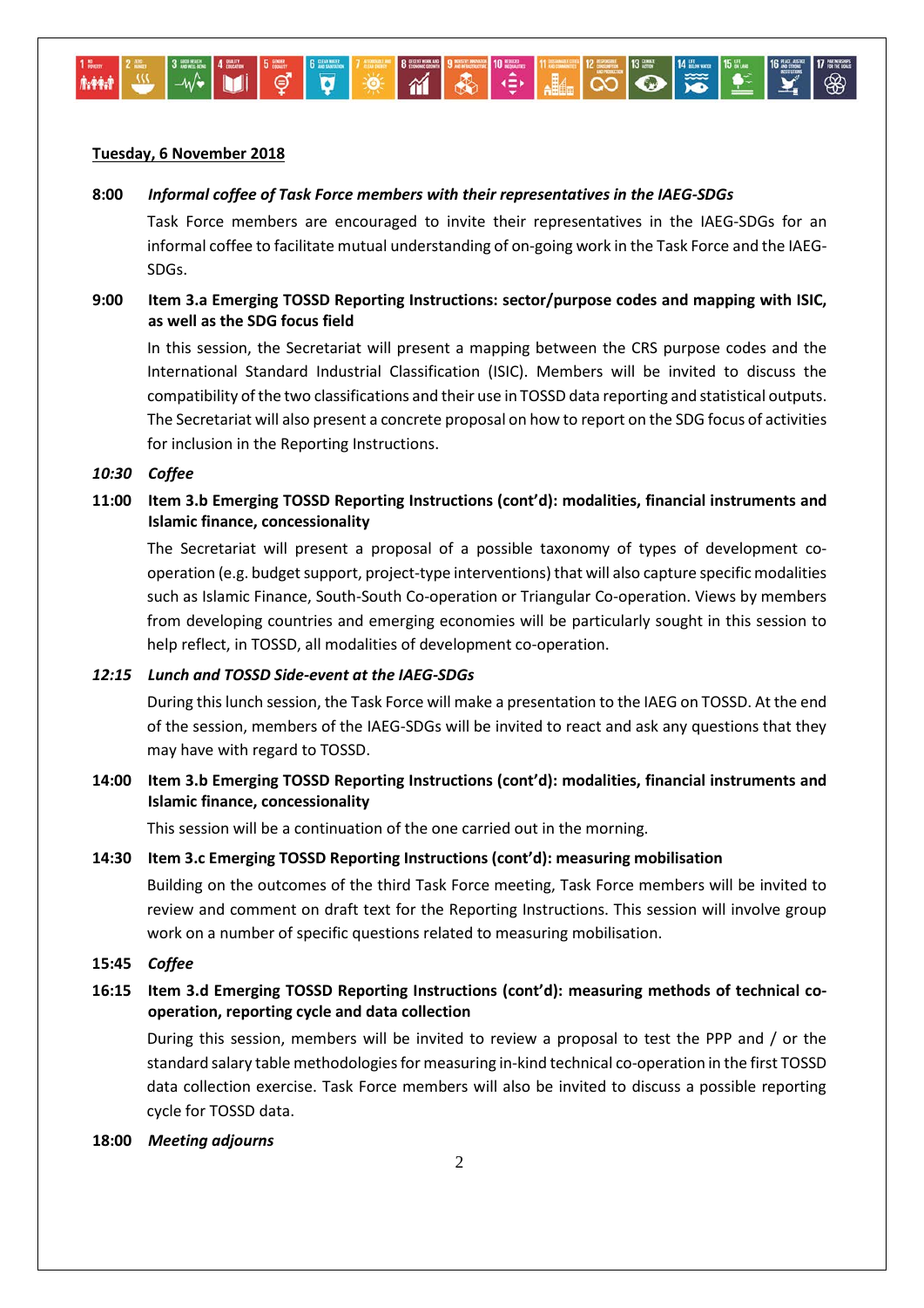**<u>Tuesday, 6 November 2018</u>**

**8:00** ***Informal coffee of Task Force members with their representatives in the IAEG-SDGs***

Task Force members are encouraged to invite their representatives in the IAEG-SDGs for an informal coffee to facilitate mutual understanding of on-going work in the Task Force and the IAEG-SDGs.

**9:00** **Item 3.a Emerging TOSSD Reporting Instructions: sector/purpose codes and mapping with ISIC, as well as the SDG focus field**

In this session, the Secretariat will present a mapping between the CRS purpose codes and the International Standard Industrial Classification (ISIC). Members will be invited to discuss the compatibility of the two classifications and their use in TOSSD data reporting and statistical outputs. The Secretariat will also present a concrete proposal on how to report on the SDG focus of activities for inclusion in the Reporting Instructions.

***10:30*** ***Coffee***

**11:00** **Item 3.b Emerging TOSSD Reporting Instructions (cont'd): modalities, financial instruments and Islamic finance, concessionality**

The Secretariat will present a proposal of a possible taxonomy of types of development co-operation (e.g. budget support, project-type interventions) that will also capture specific modalities such as Islamic Finance, South-South Co-operation or Triangular Co-operation. Views by members from developing countries and emerging economies will be particularly sought in this session to help reflect, in TOSSD, all modalities of development co-operation.

***12:15*** ***Lunch and TOSSD Side-event at the IAEG-SDGs***

During this lunch session, the Task Force will make a presentation to the IAEG on TOSSD. At the end of the session, members of the IAEG-SDGs will be invited to react and ask any questions that they may have with regard to TOSSD.

**14:00** **Item 3.b Emerging TOSSD Reporting Instructions (cont'd): modalities, financial instruments and Islamic finance, concessionality**

This session will be a continuation of the one carried out in the morning.

**14:30** **Item 3.c Emerging TOSSD Reporting Instructions (cont'd): measuring mobilisation**

Building on the outcomes of the third Task Force meeting, Task Force members will be invited to review and comment on draft text for the Reporting Instructions. This session will involve group work on a number of specific questions related to measuring mobilisation.

**15:45** ***Coffee***

**16:15** **Item 3.d Emerging TOSSD Reporting Instructions (cont'd): measuring methods of technical co-operation, reporting cycle and data collection**

During this session, members will be invited to review a proposal to test the PPP and / or the standard salary table methodologies for measuring in-kind technical co-operation in the first TOSSD data collection exercise. Task Force members will also be invited to discuss a possible reporting cycle for TOSSD data.

**18:00** ***Meeting adjourns***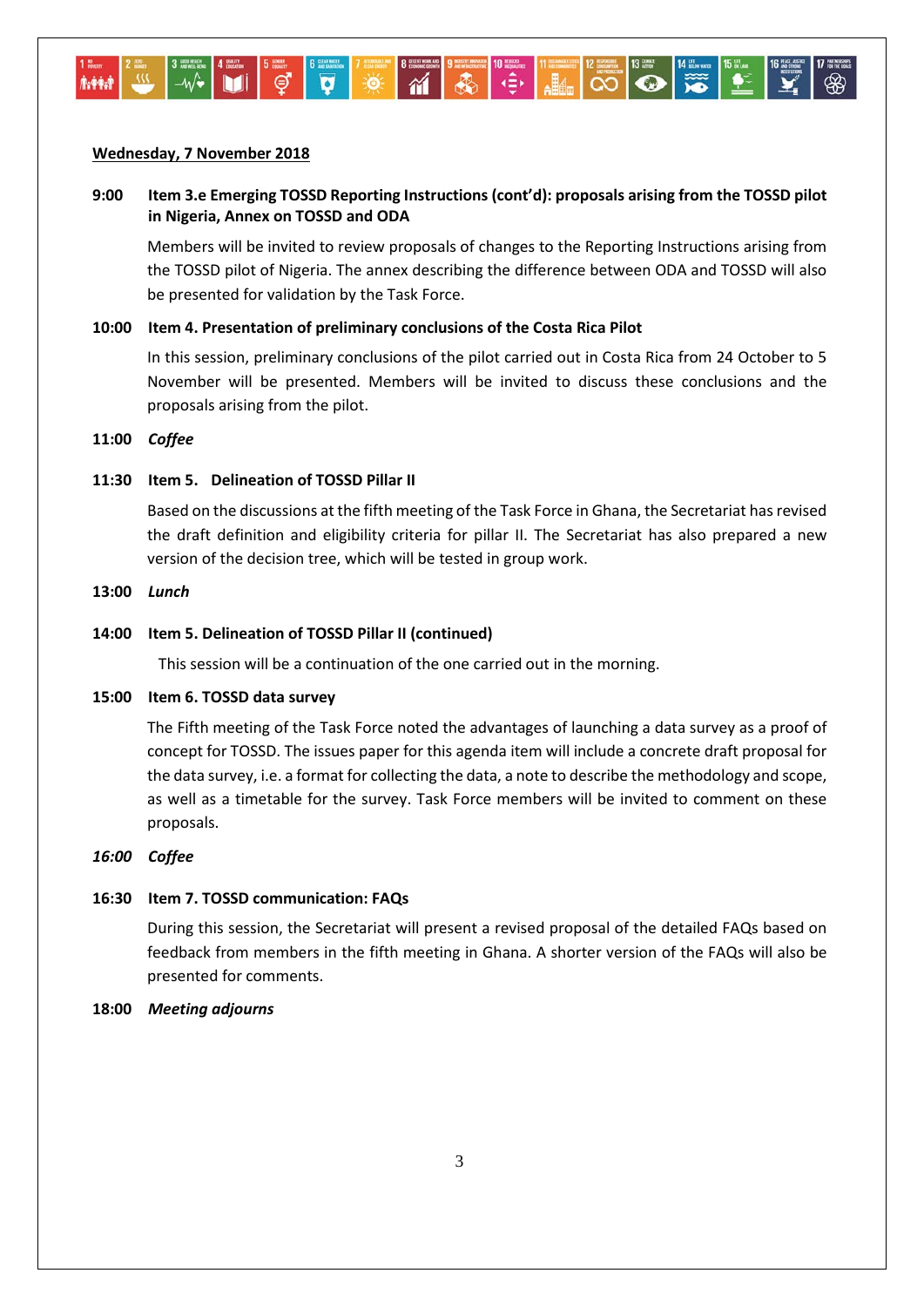**Wednesday, 7 November 2018**

**9:00 Item 3.e Emerging TOSSD Reporting Instructions (cont'd): proposals arising from the TOSSD pilot in Nigeria, Annex on TOSSD and ODA**

Members will be invited to review proposals of changes to the Reporting Instructions arising from the TOSSD pilot of Nigeria. The annex describing the difference between ODA and TOSSD will also be presented for validation by the Task Force.

**10:00 Item 4. Presentation of preliminary conclusions of the Costa Rica Pilot**

In this session, preliminary conclusions of the pilot carried out in Costa Rica from 24 October to 5 November will be presented. Members will be invited to discuss these conclusions and the proposals arising from the pilot.

**11:00** ***Coffee***

**11:30 Item 5. Delineation of TOSSD Pillar II**

Based on the discussions at the fifth meeting of the Task Force in Ghana, the Secretariat has revised the draft definition and eligibility criteria for pillar II. The Secretariat has also prepared a new version of the decision tree, which will be tested in group work.

**13:00** ***Lunch***

**14:00 Item 5. Delineation of TOSSD Pillar II (continued)**

This session will be a continuation of the one carried out in the morning.

**15:00 Item 6. TOSSD data survey**

The Fifth meeting of the Task Force noted the advantages of launching a data survey as a proof of concept for TOSSD. The issues paper for this agenda item will include a concrete draft proposal for the data survey, i.e. a format for collecting the data, a note to describe the methodology and scope, as well as a timetable for the survey. Task Force members will be invited to comment on these proposals.

***16:00 Coffee***

**16:30 Item 7. TOSSD communication: FAQs**

During this session, the Secretariat will present a revised proposal of the detailed FAQs based on feedback from members in the fifth meeting in Ghana. A shorter version of the FAQs will also be presented for comments.

**18:00** ***Meeting adjourns***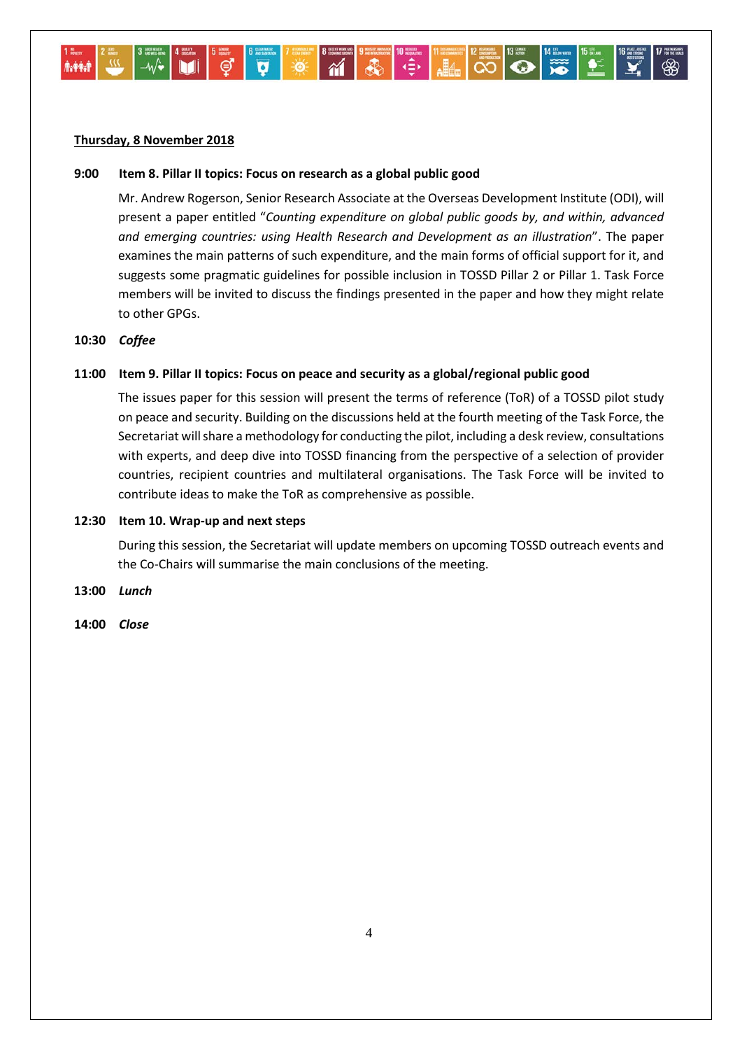**<u>Thursday, 8 November 2018</u>**

**9:00 Item 8. Pillar II topics: Focus on research as a global public good**

Mr. Andrew Rogerson, Senior Research Associate at the Overseas Development Institute (ODI), will present a paper entitled "*Counting expenditure on global public goods by, and within, advanced and emerging countries: using Health Research and Development as an illustration*". The paper examines the main patterns of such expenditure, and the main forms of official support for it, and suggests some pragmatic guidelines for possible inclusion in TOSSD Pillar 2 or Pillar 1. Task Force members will be invited to discuss the findings presented in the paper and how they might relate to other GPGs.

**10:30 *Coffee***

**11:00 Item 9. Pillar II topics: Focus on peace and security as a global/regional public good**

The issues paper for this session will present the terms of reference (ToR) of a TOSSD pilot study on peace and security. Building on the discussions held at the fourth meeting of the Task Force, the Secretariat will share a methodology for conducting the pilot, including a desk review, consultations with experts, and deep dive into TOSSD financing from the perspective of a selection of provider countries, recipient countries and multilateral organisations. The Task Force will be invited to contribute ideas to make the ToR as comprehensive as possible.

**12:30 Item 10. Wrap-up and next steps**

During this session, the Secretariat will update members on upcoming TOSSD outreach events and the Co-Chairs will summarise the main conclusions of the meeting.

**13:00 *Lunch***

**14:00 *Close***